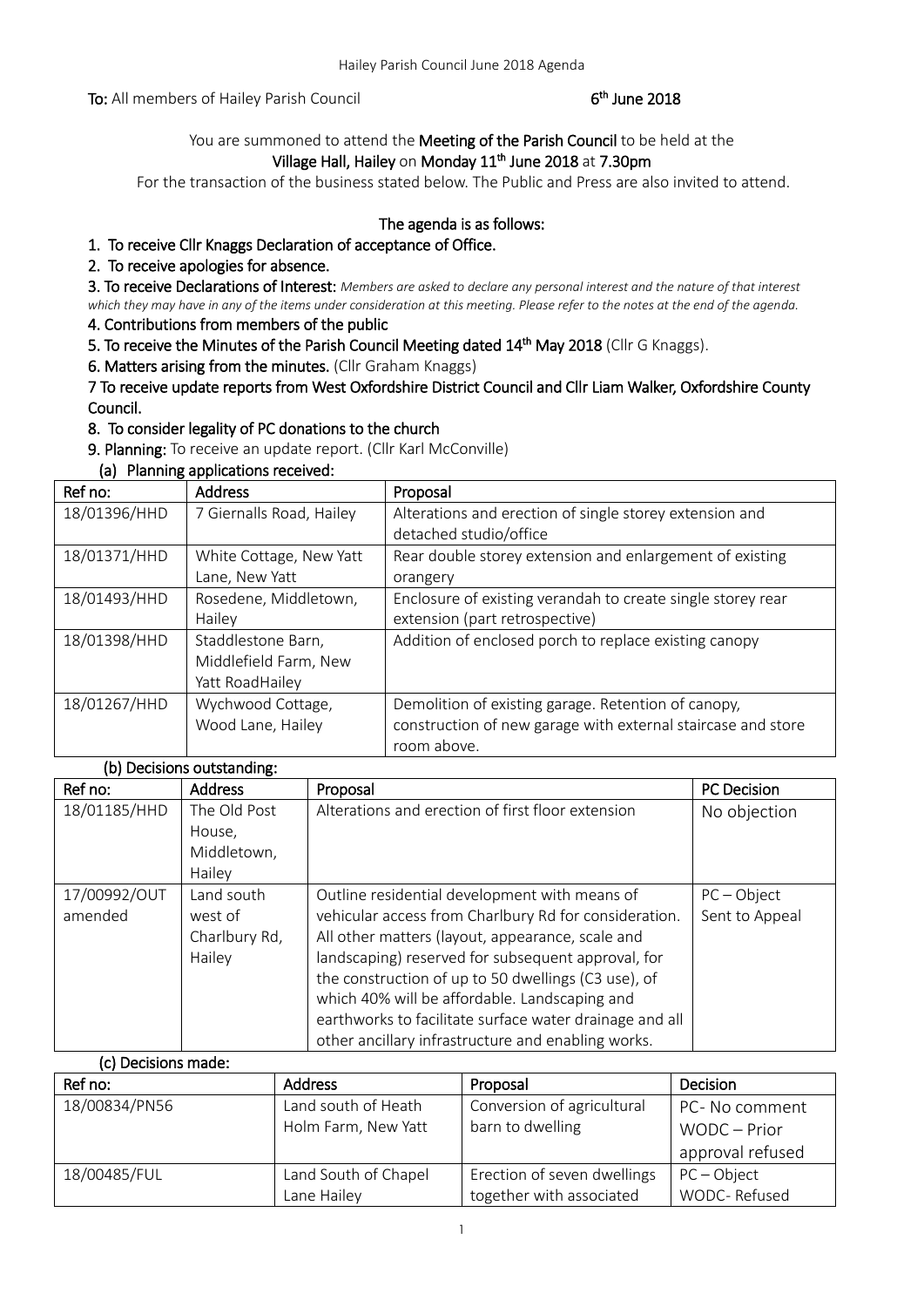**To:** All members of Hailey Parish Council **6th June 2018**

You are summoned to attend the **Meeting of the Parish Council** to be held at the

**Village Hall, Hailey** on **Monday 11th June 2018** at **7.30pm**

For the transaction of the business stated below. The Public and Press are also invited to attend.

**The agenda is as follows:**

**1. To receive Cllr Knaggs Declaration of acceptance of Office.**

**2. To receive apologies for absence.**

**3. To receive Declarations of Interest:** *Members are asked to declare any personal interest and the nature of that interest which they may have in any of the items under consideration at this meeting. Please refer to the notes at the end of the agenda.*

**4. Contributions from members of the public**

**5. To receive the Minutes of the Parish Council Meeting dated 14th May 2018** (Cllr G Knaggs).

**6. Matters arising from the minutes.** (Cllr Graham Knaggs)

**7 To receive update reports from West Oxfordshire District Council and Cllr Liam Walker, Oxfordshire County Council.**

**8. To consider legality of PC donations to the church**

**9. Planning:** To receive an update report. (Cllr Karl McConville)

**(a) Planning applications received:**

| Ref no: | Address | Proposal |
|---|---|---|
| 18/01396/HHD | 7 Giernalls Road, Hailey | Alterations and erection of single storey extension and detached studio/office |
| 18/01371/HHD | White Cottage, New Yatt Lane, New Yatt | Rear double storey extension and enlargement of existing orangery |
| 18/01493/HHD | Rosedene, Middletown, Hailey | Enclosure of existing verandah to create single storey rear extension (part retrospective) |
| 18/01398/HHD | Staddlestone Barn, Middlefield Farm, New Yatt RoadHailey | Addition of enclosed porch to replace existing canopy |
| 18/01267/HHD | Wychwood Cottage, Wood Lane, Hailey | Demolition of existing garage. Retention of canopy, construction of new garage with external staircase and store room above. |

**(b) Decisions outstanding:**

| Ref no: | Address | Proposal | PC Decision |
|---|---|---|---|
| 18/01185/HHD | The Old Post House, Middletown, Hailey | Alterations and erection of first floor extension | No objection |
| 17/00992/OUT amended | Land south west of Charlbury Rd, Hailey | Outline residential development with means of vehicular access from Charlbury Rd for consideration. All other matters (layout, appearance, scale and landscaping) reserved for subsequent approval, for the construction of up to 50 dwellings (C3 use), of which 40% will be affordable. Landscaping and earthworks to facilitate surface water drainage and all other ancillary infrastructure and enabling works. | PC – Object Sent to Appeal |

**(c) Decisions made:**

| Ref no: | Address | Proposal | Decision |
|---|---|---|---|
| 18/00834/PN56 | Land south of Heath Holm Farm, New Yatt | Conversion of agricultural barn to dwelling | PC- No comment WODC – Prior approval refused |
| 18/00485/FUL | Land South of Chapel Lane Hailey | Erection of seven dwellings together with associated | PC – Object WODC- Refused |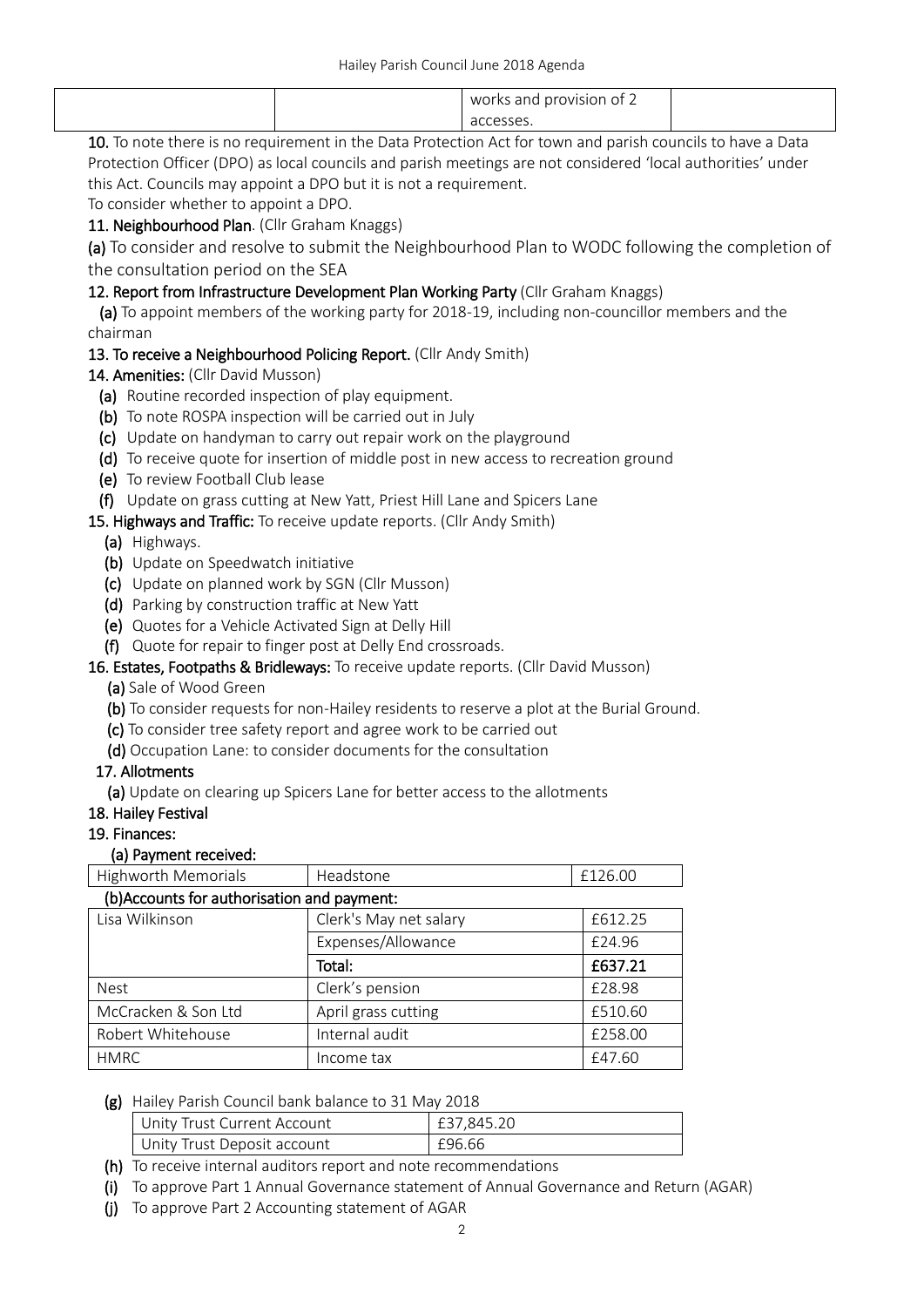| | | works and provision of 2 accesses. | |
|---|---|---|---|

**10.** To note there is no requirement in the Data Protection Act for town and parish councils to have a Data Protection Officer (DPO) as local councils and parish meetings are not considered 'local authorities' under this Act. Councils may appoint a DPO but it is not a requirement.
To consider whether to appoint a DPO.

**11. Neighbourhood Plan**. (Cllr Graham Knaggs)

**(a)** To consider and resolve to submit the Neighbourhood Plan to WODC following the completion of the consultation period on the SEA

**12. Report from Infrastructure Development Plan Working Party** (Cllr Graham Knaggs)

**(a)** To appoint members of the working party for 2018-19, including non-councillor members and the chairman

**13. To receive a Neighbourhood Policing Report.** (Cllr Andy Smith)

**14. Amenities:** (Cllr David Musson)

- **(a)** Routine recorded inspection of play equipment.
- **(b)** To note ROSPA inspection will be carried out in July
- **(c)** Update on handyman to carry out repair work on the playground
- **(d)** To receive quote for insertion of middle post in new access to recreation ground
- **(e)** To review Football Club lease
- **(f)** Update on grass cutting at New Yatt, Priest Hill Lane and Spicers Lane

**15. Highways and Traffic:** To receive update reports. (Cllr Andy Smith)

- **(a)** Highways.
- **(b)** Update on Speedwatch initiative
- **(c)** Update on planned work by SGN (Cllr Musson)
- **(d)** Parking by construction traffic at New Yatt
- **(e)** Quotes for a Vehicle Activated Sign at Delly Hill
- **(f)** Quote for repair to finger post at Delly End crossroads.

**16. Estates, Footpaths & Bridleways:** To receive update reports. (Cllr David Musson)

- **(a)** Sale of Wood Green
- **(b)** To consider requests for non-Hailey residents to reserve a plot at the Burial Ground.
- **(c)** To consider tree safety report and agree work to be carried out
- **(d)** Occupation Lane: to consider documents for the consultation

**17. Allotments**

- **(a)** Update on clearing up Spicers Lane for better access to the allotments

**18. Hailey Festival**

**19. Finances:**

**(a) Payment received:**

| Highworth Memorials | Headstone | £126.00 |
|---|---|---|

**(b)Accounts for authorisation and payment:**

| Lisa Wilkinson | Clerk's May net salary | £612.25 |
|---|---|---|
| | Expenses/Allowance | £24.96 |
| | **Total:** | **£637.21** |
| Nest | Clerk's pension | £28.98 |
| McCracken & Son Ltd | April grass cutting | £510.60 |
| Robert Whitehouse | Internal audit | £258.00 |
| HMRC | Income tax | £47.60 |

**(g)** Hailey Parish Council bank balance to 31 May 2018

| Unity Trust Current Account | £37,845.20 |
|---|---|
| Unity Trust Deposit account | £96.66 |

- **(h)** To receive internal auditors report and note recommendations
- **(i)** To approve Part 1 Annual Governance statement of Annual Governance and Return (AGAR)
- **(j)** To approve Part 2 Accounting statement of AGAR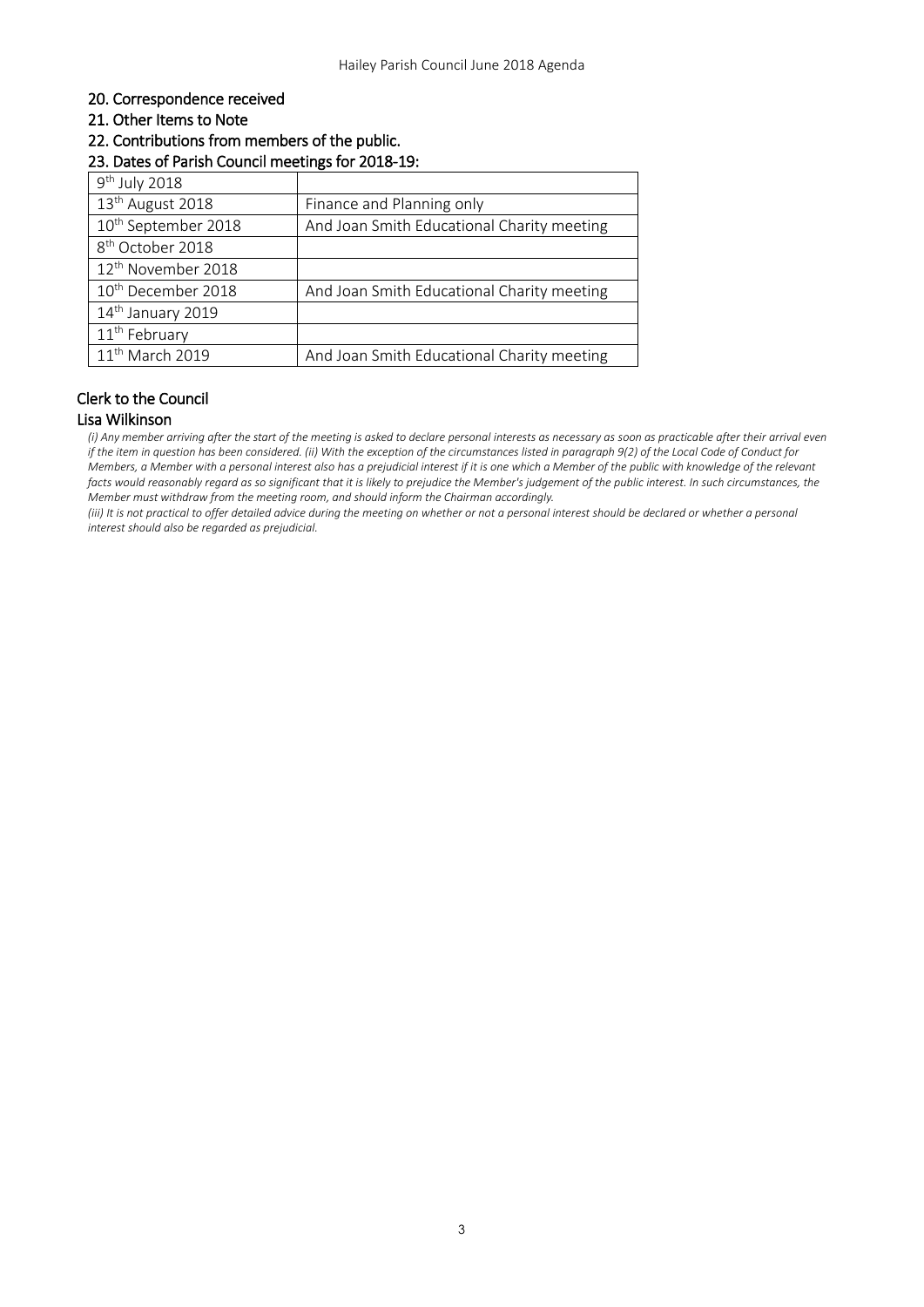## 20. Correspondence received

## 21. Other Items to Note

## 22. Contributions from members of the public.

## 23. Dates of Parish Council meetings for 2018-19:

| | |
|---|---|
| 9th July 2018 | |
| 13th August 2018 | Finance and Planning only |
| 10th September 2018 | And Joan Smith Educational Charity meeting |
| 8th October 2018 | |
| 12th November 2018 | |
| 10th December 2018 | And Joan Smith Educational Charity meeting |
| 14th January 2019 | |
| 11th February | |
| 11th March 2019 | And Joan Smith Educational Charity meeting |

**Clerk to the Council**

**Lisa Wilkinson**

*(i) Any member arriving after the start of the meeting is asked to declare personal interests as necessary as soon as practicable after their arrival even if the item in question has been considered. (ii) With the exception of the circumstances listed in paragraph 9(2) of the Local Code of Conduct for Members, a Member with a personal interest also has a prejudicial interest if it is one which a Member of the public with knowledge of the relevant facts would reasonably regard as so significant that it is likely to prejudice the Member's judgement of the public interest. In such circumstances, the Member must withdraw from the meeting room, and should inform the Chairman accordingly.*

*(iii) It is not practical to offer detailed advice during the meeting on whether or not a personal interest should be declared or whether a personal interest should also be regarded as prejudicial.*